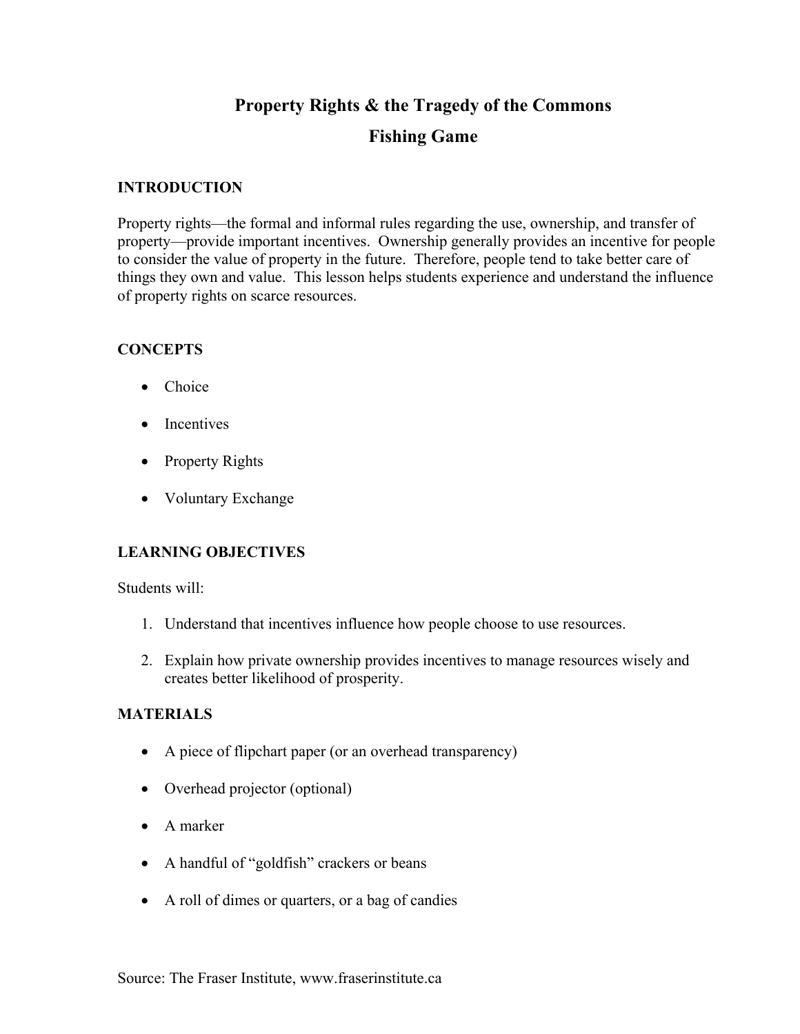# Property Rights & the Tragedy of the Commons

## Fishing Game

### INTRODUCTION

Property rights—the formal and informal rules regarding the use, ownership, and transfer of property—provide important incentives. Ownership generally provides an incentive for people to consider the value of property in the future. Therefore, people tend to take better care of things they own and value. This lesson helps students experience and understand the influence of property rights on scarce resources.

### CONCEPTS

- Choice
- Incentives
- Property Rights
- Voluntary Exchange

### LEARNING OBJECTIVES

Students will:

1. Understand that incentives influence how people choose to use resources.
2. Explain how private ownership provides incentives to manage resources wisely and creates better likelihood of prosperity.

### MATERIALS

- A piece of flipchart paper (or an overhead transparency)
- Overhead projector (optional)
- A marker
- A handful of "goldfish" crackers or beans
- A roll of dimes or quarters, or a bag of candies

Source: The Fraser Institute, www.fraserinstitute.ca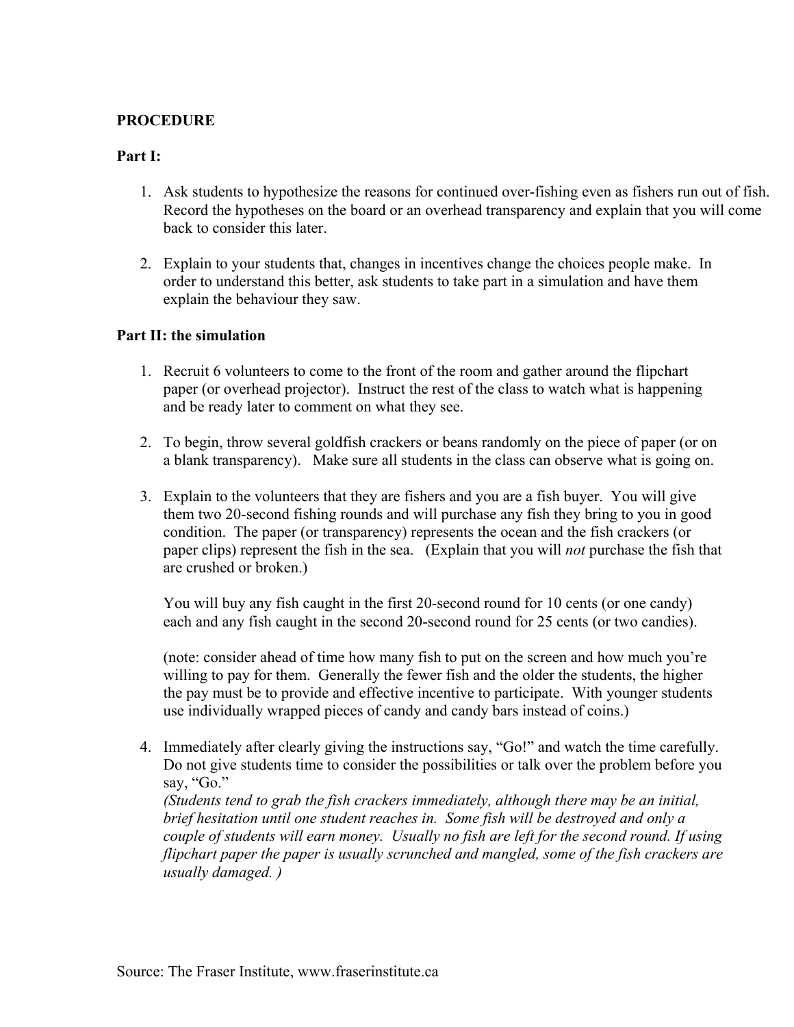**PROCEDURE**

**Part I:**

1. Ask students to hypothesize the reasons for continued over-fishing even as fishers run out of fish. Record the hypotheses on the board or an overhead transparency and explain that you will come back to consider this later.

2. Explain to your students that, changes in incentives change the choices people make. In order to understand this better, ask students to take part in a simulation and have them explain the behaviour they saw.

**Part II: the simulation**

1. Recruit 6 volunteers to come to the front of the room and gather around the flipchart paper (or overhead projector). Instruct the rest of the class to watch what is happening and be ready later to comment on what they see.

2. To begin, throw several goldfish crackers or beans randomly on the piece of paper (or on a blank transparency). Make sure all students in the class can observe what is going on.

3. Explain to the volunteers that they are fishers and you are a fish buyer. You will give them two 20-second fishing rounds and will purchase any fish they bring to you in good condition. The paper (or transparency) represents the ocean and the fish crackers (or paper clips) represent the fish in the sea. (Explain that you will *not* purchase the fish that are crushed or broken.)

   You will buy any fish caught in the first 20-second round for 10 cents (or one candy) each and any fish caught in the second 20-second round for 25 cents (or two candies).

   (note: consider ahead of time how many fish to put on the screen and how much you're willing to pay for them. Generally the fewer fish and the older the students, the higher the pay must be to provide and effective incentive to participate. With younger students use individually wrapped pieces of candy and candy bars instead of coins.)

4. Immediately after clearly giving the instructions say, "Go!" and watch the time carefully. Do not give students time to consider the possibilities or talk over the problem before you say, "Go."
   *(Students tend to grab the fish crackers immediately, although there may be an initial, brief hesitation until one student reaches in. Some fish will be destroyed and only a couple of students will earn money. Usually no fish are left for the second round. If using flipchart paper the paper is usually scrunched and mangled, some of the fish crackers are usually damaged. )*

Source: The Fraser Institute, www.fraserinstitute.ca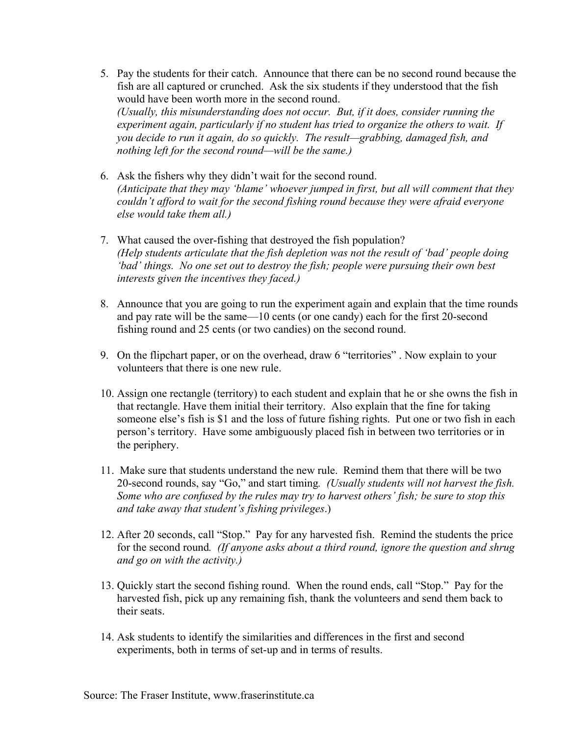5. Pay the students for their catch. Announce that there can be no second round because the fish are all captured or crunched. Ask the six students if they understood that the fish would have been worth more in the second round.
   *(Usually, this misunderstanding does not occur. But, if it does, consider running the experiment again, particularly if no student has tried to organize the others to wait. If you decide to run it again, do so quickly. The result—grabbing, damaged fish, and nothing left for the second round—will be the same.)*

6. Ask the fishers why they didn't wait for the second round.
   *(Anticipate that they may 'blame' whoever jumped in first, but all will comment that they couldn't afford to wait for the second fishing round because they were afraid everyone else would take them all.)*

7. What caused the over-fishing that destroyed the fish population?
   *(Help students articulate that the fish depletion was not the result of 'bad' people doing 'bad' things. No one set out to destroy the fish; people were pursuing their own best interests given the incentives they faced.)*

8. Announce that you are going to run the experiment again and explain that the time rounds and pay rate will be the same—10 cents (or one candy) each for the first 20-second fishing round and 25 cents (or two candies) on the second round.

9. On the flipchart paper, or on the overhead, draw 6 "territories" . Now explain to your volunteers that there is one new rule.

10. Assign one rectangle (territory) to each student and explain that he or she owns the fish in that rectangle. Have them initial their territory. Also explain that the fine for taking someone else's fish is $1 and the loss of future fishing rights. Put one or two fish in each person's territory. Have some ambiguously placed fish in between two territories or in the periphery.

11. Make sure that students understand the new rule. Remind them that there will be two 20-second rounds, say "Go," and start timing. *(Usually students will not harvest the fish. Some who are confused by the rules may try to harvest others' fish; be sure to stop this and take away that student's fishing privileges*.)

12. After 20 seconds, call "Stop." Pay for any harvested fish. Remind the students the price for the second round. *(If anyone asks about a third round, ignore the question and shrug and go on with the activity.)*

13. Quickly start the second fishing round. When the round ends, call "Stop." Pay for the harvested fish, pick up any remaining fish, thank the volunteers and send them back to their seats.

14. Ask students to identify the similarities and differences in the first and second experiments, both in terms of set-up and in terms of results.

Source: The Fraser Institute, www.fraserinstitute.ca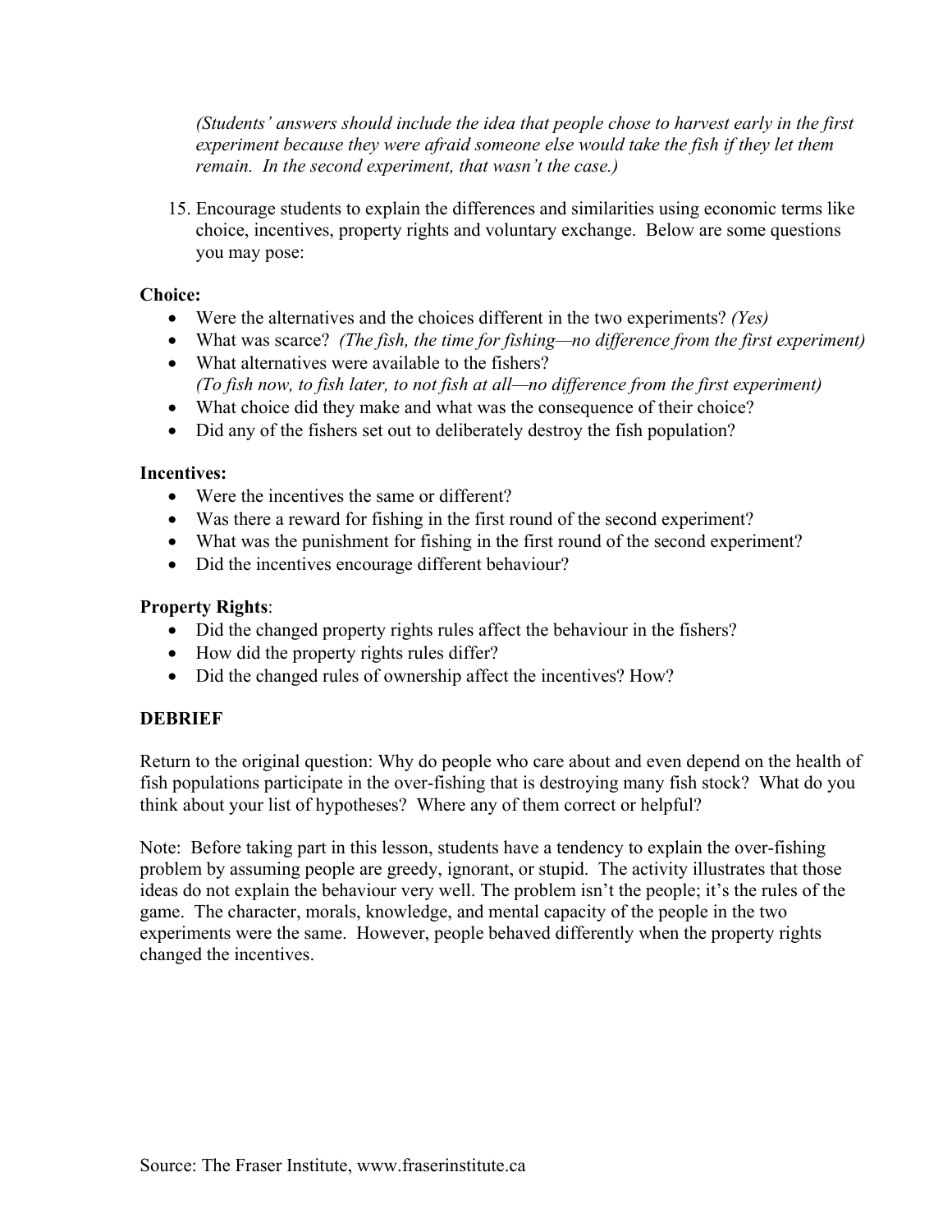*(Students' answers should include the idea that people chose to harvest early in the first experiment because they were afraid someone else would take the fish if they let them remain. In the second experiment, that wasn't the case.)*

15. Encourage students to explain the differences and similarities using economic terms like choice, incentives, property rights and voluntary exchange. Below are some questions you may pose:

**Choice:**

- Were the alternatives and the choices different in the two experiments? *(Yes)*
- What was scarce? *(The fish, the time for fishing—no difference from the first experiment)*
- What alternatives were available to the fishers? *(To fish now, to fish later, to not fish at all—no difference from the first experiment)*
- What choice did they make and what was the consequence of their choice?
- Did any of the fishers set out to deliberately destroy the fish population?

**Incentives:**

- Were the incentives the same or different?
- Was there a reward for fishing in the first round of the second experiment?
- What was the punishment for fishing in the first round of the second experiment?
- Did the incentives encourage different behaviour?

**Property Rights**:

- Did the changed property rights rules affect the behaviour in the fishers?
- How did the property rights rules differ?
- Did the changed rules of ownership affect the incentives? How?

**DEBRIEF**

Return to the original question: Why do people who care about and even depend on the health of fish populations participate in the over-fishing that is destroying many fish stock? What do you think about your list of hypotheses? Where any of them correct or helpful?

Note: Before taking part in this lesson, students have a tendency to explain the over-fishing problem by assuming people are greedy, ignorant, or stupid. The activity illustrates that those ideas do not explain the behaviour very well. The problem isn't the people; it's the rules of the game. The character, morals, knowledge, and mental capacity of the people in the two experiments were the same. However, people behaved differently when the property rights changed the incentives.

Source: The Fraser Institute, www.fraserinstitute.ca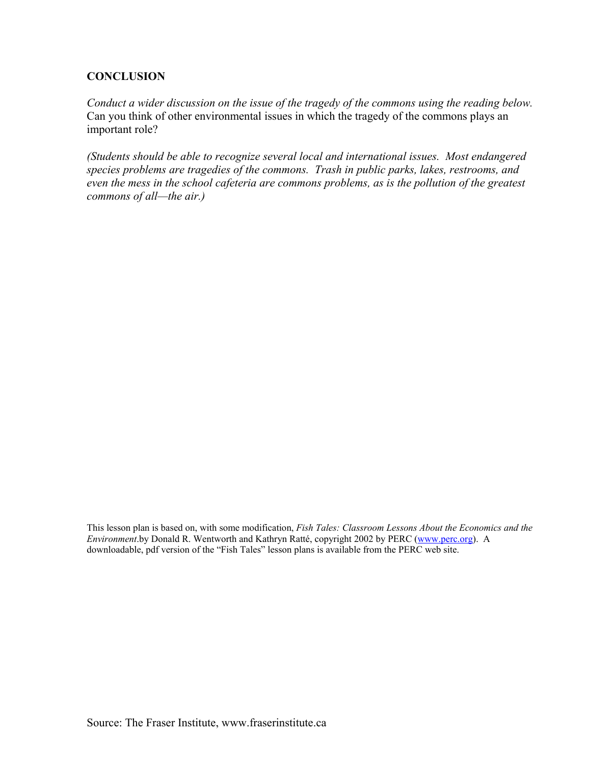**CONCLUSION**

*Conduct a wider discussion on the issue of the tragedy of the commons using the reading below.* Can you think of other environmental issues in which the tragedy of the commons plays an important role?

*(Students should be able to recognize several local and international issues. Most endangered species problems are tragedies of the commons. Trash in public parks, lakes, restrooms, and even the mess in the school cafeteria are commons problems, as is the pollution of the greatest commons of all—the air.)*

This lesson plan is based on, with some modification, *Fish Tales: Classroom Lessons About the Economics and the Environment*.by Donald R. Wentworth and Kathryn Ratté, copyright 2002 by PERC (www.perc.org). A downloadable, pdf version of the "Fish Tales" lesson plans is available from the PERC web site.

Source: The Fraser Institute, www.fraserinstitute.ca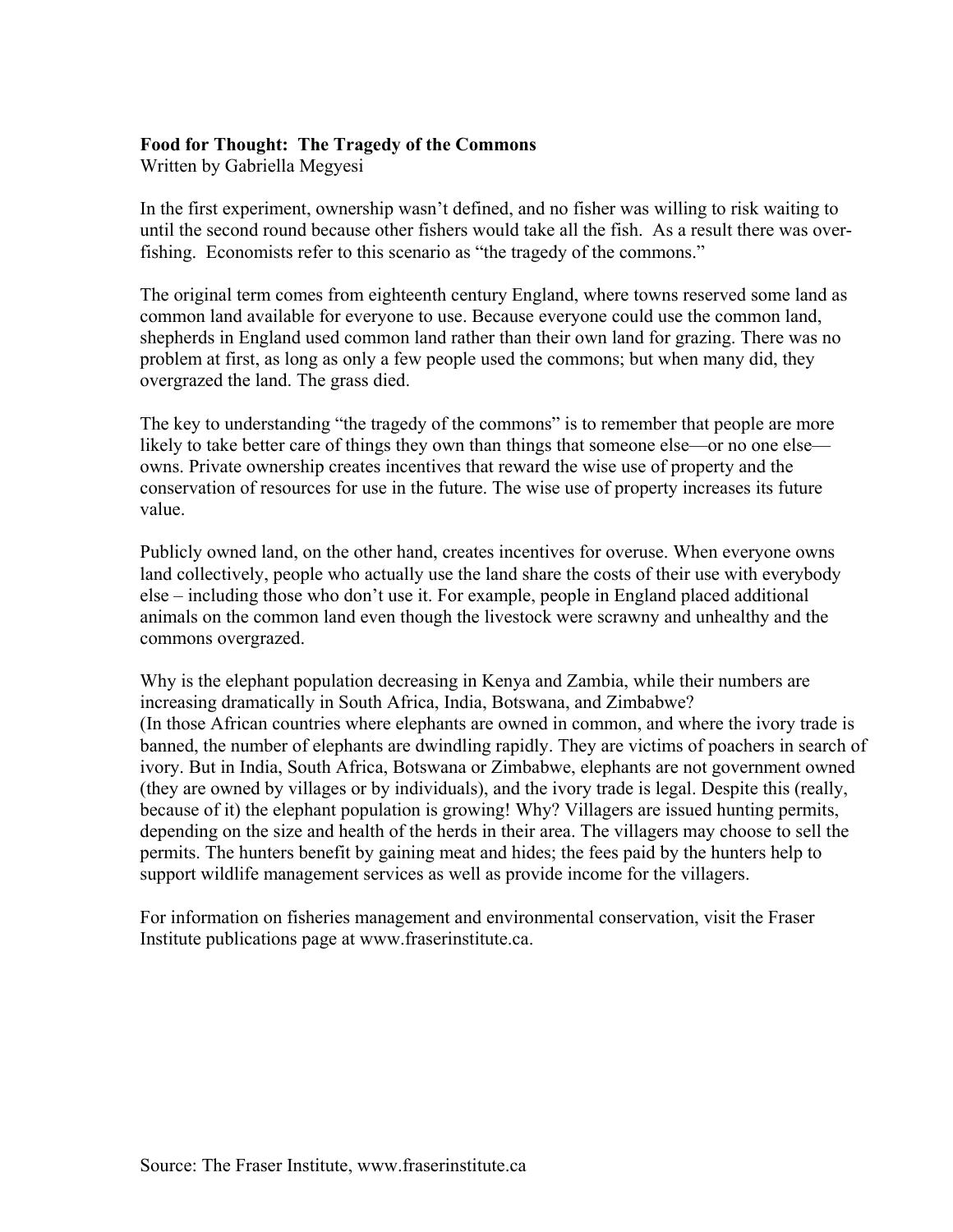**Food for Thought: The Tragedy of the Commons**
Written by Gabriella Megyesi

In the first experiment, ownership wasn't defined, and no fisher was willing to risk waiting to until the second round because other fishers would take all the fish. As a result there was over-fishing. Economists refer to this scenario as "the tragedy of the commons."

The original term comes from eighteenth century England, where towns reserved some land as common land available for everyone to use. Because everyone could use the common land, shepherds in England used common land rather than their own land for grazing. There was no problem at first, as long as only a few people used the commons; but when many did, they overgrazed the land. The grass died.

The key to understanding "the tragedy of the commons" is to remember that people are more likely to take better care of things they own than things that someone else—or no one else—owns. Private ownership creates incentives that reward the wise use of property and the conservation of resources for use in the future. The wise use of property increases its future value.

Publicly owned land, on the other hand, creates incentives for overuse. When everyone owns land collectively, people who actually use the land share the costs of their use with everybody else – including those who don't use it. For example, people in England placed additional animals on the common land even though the livestock were scrawny and unhealthy and the commons overgrazed.

Why is the elephant population decreasing in Kenya and Zambia, while their numbers are increasing dramatically in South Africa, India, Botswana, and Zimbabwe?
(In those African countries where elephants are owned in common, and where the ivory trade is banned, the number of elephants are dwindling rapidly. They are victims of poachers in search of ivory. But in India, South Africa, Botswana or Zimbabwe, elephants are not government owned (they are owned by villages or by individuals), and the ivory trade is legal. Despite this (really, because of it) the elephant population is growing! Why? Villagers are issued hunting permits, depending on the size and health of the herds in their area. The villagers may choose to sell the permits. The hunters benefit by gaining meat and hides; the fees paid by the hunters help to support wildlife management services as well as provide income for the villagers.

For information on fisheries management and environmental conservation, visit the Fraser Institute publications page at www.fraserinstitute.ca.

Source: The Fraser Institute, www.fraserinstitute.ca